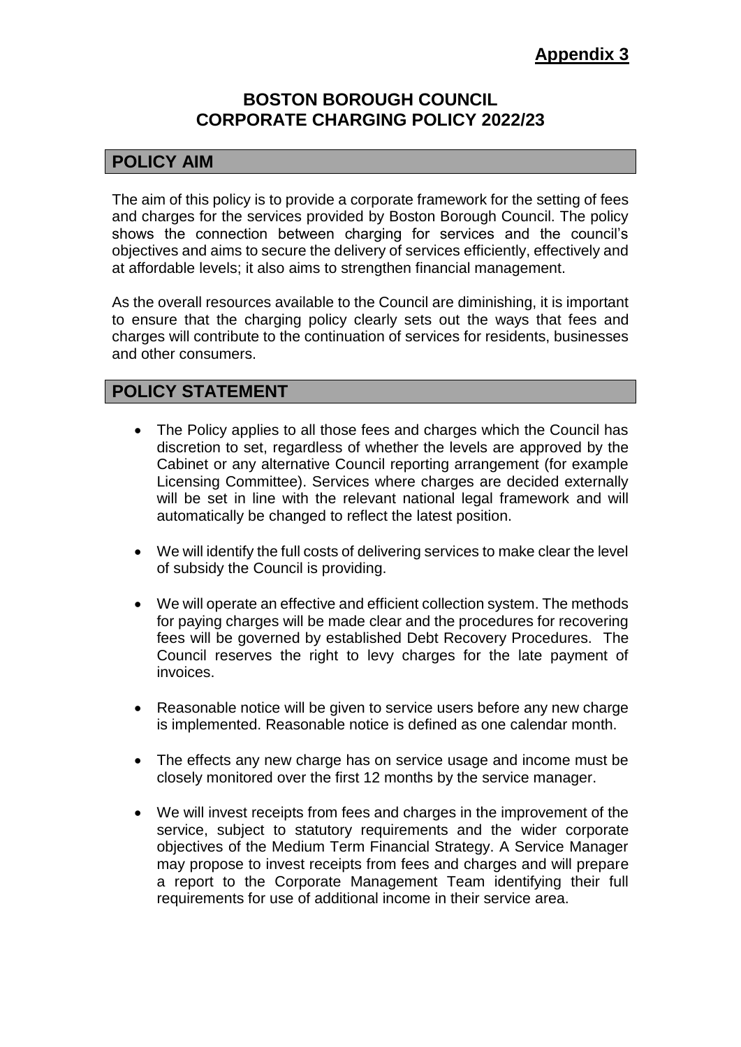**Appendix 3**

# BOSTON BOROUGH COUNCIL CORPORATE CHARGING POLICY 2022/23

## POLICY AIM

The aim of this policy is to provide a corporate framework for the setting of fees and charges for the services provided by Boston Borough Council. The policy shows the connection between charging for services and the council's objectives and aims to secure the delivery of services efficiently, effectively and at affordable levels; it also aims to strengthen financial management.

As the overall resources available to the Council are diminishing, it is important to ensure that the charging policy clearly sets out the ways that fees and charges will contribute to the continuation of services for residents, businesses and other consumers.

## POLICY STATEMENT

- The Policy applies to all those fees and charges which the Council has discretion to set, regardless of whether the levels are approved by the Cabinet or any alternative Council reporting arrangement (for example Licensing Committee). Services where charges are decided externally will be set in line with the relevant national legal framework and will automatically be changed to reflect the latest position.

- We will identify the full costs of delivering services to make clear the level of subsidy the Council is providing.

- We will operate an effective and efficient collection system. The methods for paying charges will be made clear and the procedures for recovering fees will be governed by established Debt Recovery Procedures. The Council reserves the right to levy charges for the late payment of invoices.

- Reasonable notice will be given to service users before any new charge is implemented. Reasonable notice is defined as one calendar month.

- The effects any new charge has on service usage and income must be closely monitored over the first 12 months by the service manager.

- We will invest receipts from fees and charges in the improvement of the service, subject to statutory requirements and the wider corporate objectives of the Medium Term Financial Strategy. A Service Manager may propose to invest receipts from fees and charges and will prepare a report to the Corporate Management Team identifying their full requirements for use of additional income in their service area.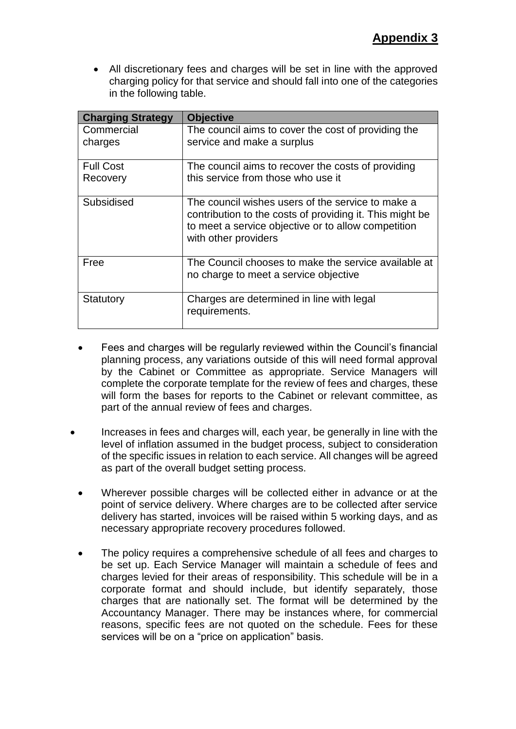**Appendix 3**

- All discretionary fees and charges will be set in line with the approved charging policy for that service and should fall into one of the categories in the following table.

| Charging Strategy | Objective |
|---|---|
| Commercial charges | The council aims to cover the cost of providing the service and make a surplus |
| Full Cost Recovery | The council aims to recover the costs of providing this service from those who use it |
| Subsidised | The council wishes users of the service to make a contribution to the costs of providing it. This might be to meet a service objective or to allow competition with other providers |
| Free | The Council chooses to make the service available at no charge to meet a service objective |
| Statutory | Charges are determined in line with legal requirements. |

- Fees and charges will be regularly reviewed within the Council's financial planning process, any variations outside of this will need formal approval by the Cabinet or Committee as appropriate. Service Managers will complete the corporate template for the review of fees and charges, these will form the bases for reports to the Cabinet or relevant committee, as part of the annual review of fees and charges.

- Increases in fees and charges will, each year, be generally in line with the level of inflation assumed in the budget process, subject to consideration of the specific issues in relation to each service. All changes will be agreed as part of the overall budget setting process.

- Wherever possible charges will be collected either in advance or at the point of service delivery. Where charges are to be collected after service delivery has started, invoices will be raised within 5 working days, and as necessary appropriate recovery procedures followed.

- The policy requires a comprehensive schedule of all fees and charges to be set up. Each Service Manager will maintain a schedule of fees and charges levied for their areas of responsibility. This schedule will be in a corporate format and should include, but identify separately, those charges that are nationally set. The format will be determined by the Accountancy Manager. There may be instances where, for commercial reasons, specific fees are not quoted on the schedule. Fees for these services will be on a "price on application" basis.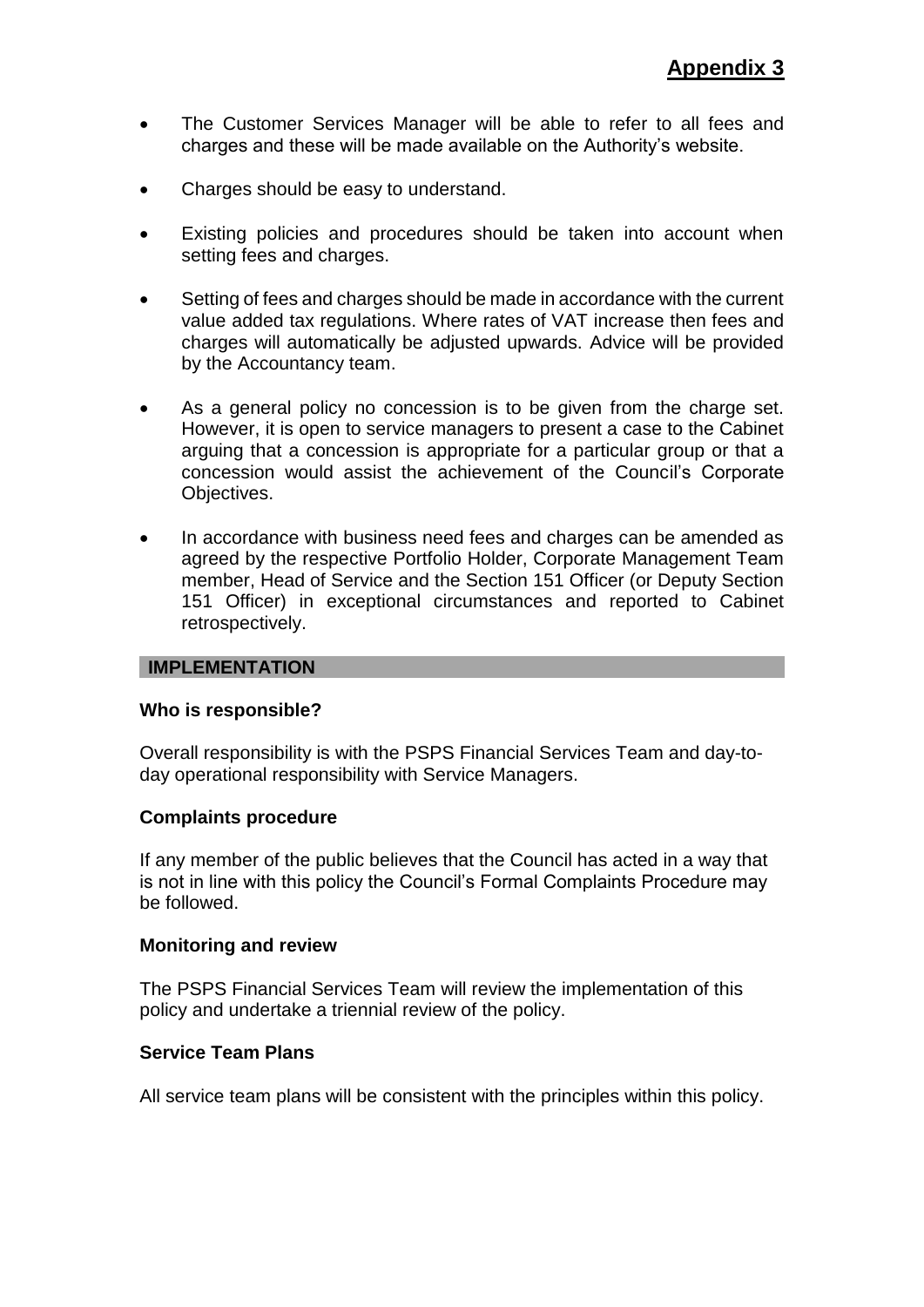**Appendix 3**

- The Customer Services Manager will be able to refer to all fees and charges and these will be made available on the Authority's website.

- Charges should be easy to understand.

- Existing policies and procedures should be taken into account when setting fees and charges.

- Setting of fees and charges should be made in accordance with the current value added tax regulations. Where rates of VAT increase then fees and charges will automatically be adjusted upwards. Advice will be provided by the Accountancy team.

- As a general policy no concession is to be given from the charge set. However, it is open to service managers to present a case to the Cabinet arguing that a concession is appropriate for a particular group or that a concession would assist the achievement of the Council's Corporate Objectives.

- In accordance with business need fees and charges can be amended as agreed by the respective Portfolio Holder, Corporate Management Team member, Head of Service and the Section 151 Officer (or Deputy Section 151 Officer) in exceptional circumstances and reported to Cabinet retrospectively.

## IMPLEMENTATION

### Who is responsible?

Overall responsibility is with the PSPS Financial Services Team and day-to-day operational responsibility with Service Managers.

### Complaints procedure

If any member of the public believes that the Council has acted in a way that is not in line with this policy the Council's Formal Complaints Procedure may be followed.

### Monitoring and review

The PSPS Financial Services Team will review the implementation of this policy and undertake a triennial review of the policy.

### Service Team Plans

All service team plans will be consistent with the principles within this policy.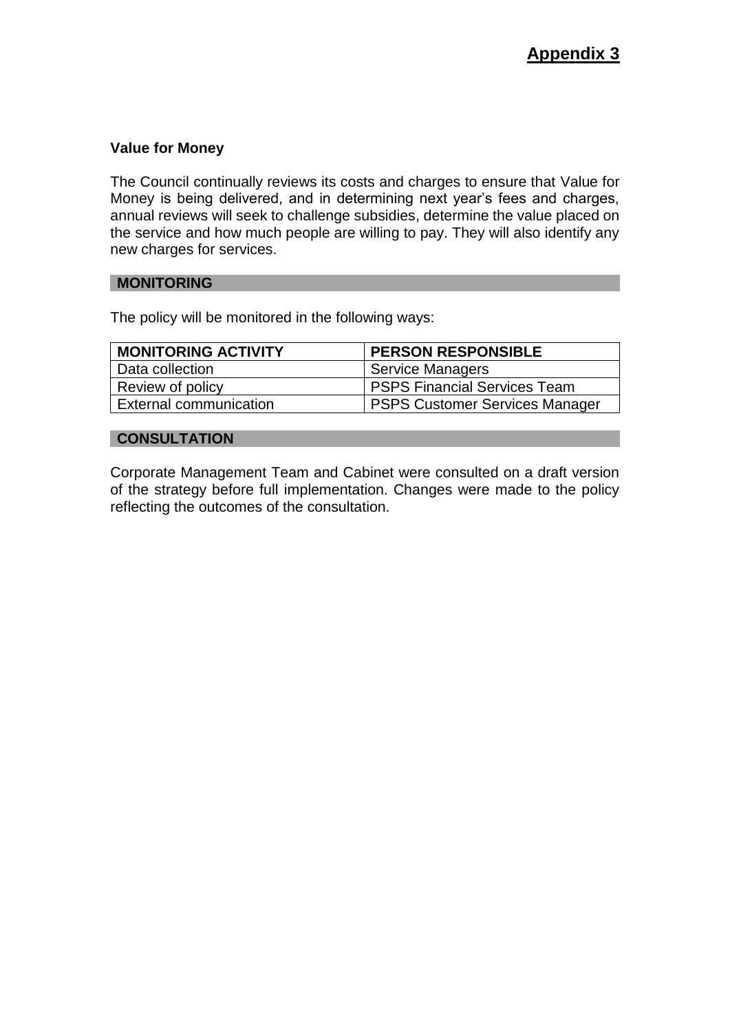# **Appendix 3**

**Value for Money**

The Council continually reviews its costs and charges to ensure that Value for Money is being delivered, and in determining next year's fees and charges, annual reviews will seek to challenge subsidies, determine the value placed on the service and how much people are willing to pay. They will also identify any new charges for services.

## MONITORING

The policy will be monitored in the following ways:

| MONITORING ACTIVITY | PERSON RESPONSIBLE |
|---|---|
| Data collection | Service Managers |
| Review of policy | PSPS Financial Services Team |
| External communication | PSPS Customer Services Manager |

## CONSULTATION

Corporate Management Team and Cabinet were consulted on a draft version of the strategy before full implementation. Changes were made to the policy reflecting the outcomes of the consultation.